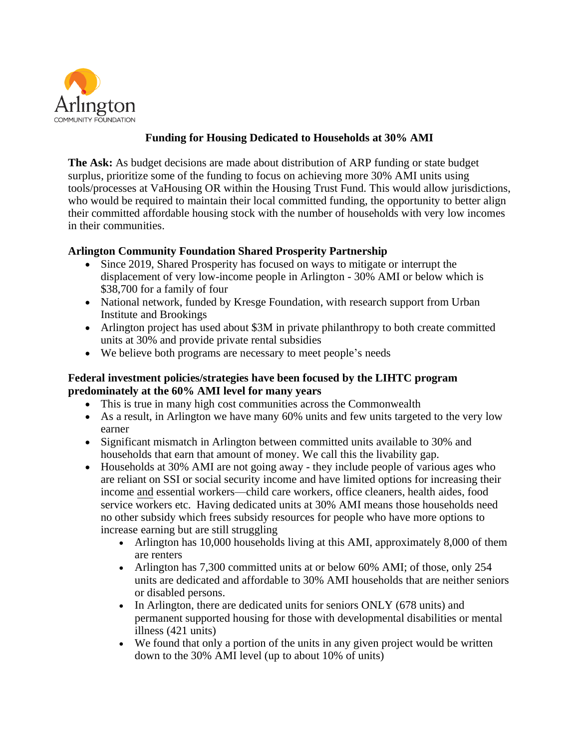Arlington
COMMUNITY FOUNDATION

## Funding for Housing Dedicated to Households at 30% AMI

**The Ask:** As budget decisions are made about distribution of ARP funding or state budget surplus, prioritize some of the funding to focus on achieving more 30% AMI units using tools/processes at VaHousing OR within the Housing Trust Fund. This would allow jurisdictions, who would be required to maintain their local committed funding, the opportunity to better align their committed affordable housing stock with the number of households with very low incomes in their communities.

**Arlington Community Foundation Shared Prosperity Partnership**

- Since 2019, Shared Prosperity has focused on ways to mitigate or interrupt the displacement of very low-income people in Arlington - 30% AMI or below which is $38,700 for a family of four
- National network, funded by Kresge Foundation, with research support from Urban Institute and Brookings
- Arlington project has used about $3M in private philanthropy to both create committed units at 30% and provide private rental subsidies
- We believe both programs are necessary to meet people's needs

**Federal investment policies/strategies have been focused by the LIHTC program predominately at the 60% AMI level for many years**

- This is true in many high cost communities across the Commonwealth
- As a result, in Arlington we have many 60% units and few units targeted to the very low earner
- Significant mismatch in Arlington between committed units available to 30% and households that earn that amount of money. We call this the livability gap.
- Households at 30% AMI are not going away - they include people of various ages who are reliant on SSI or social security income and have limited options for increasing their income and essential workers—child care workers, office cleaners, health aides, food service workers etc. Having dedicated units at 30% AMI means those households need no other subsidy which frees subsidy resources for people who have more options to increase earning but are still struggling
  - Arlington has 10,000 households living at this AMI, approximately 8,000 of them are renters
  - Arlington has 7,300 committed units at or below 60% AMI; of those, only 254 units are dedicated and affordable to 30% AMI households that are neither seniors or disabled persons.
  - In Arlington, there are dedicated units for seniors ONLY (678 units) and permanent supported housing for those with developmental disabilities or mental illness (421 units)
  - We found that only a portion of the units in any given project would be written down to the 30% AMI level (up to about 10% of units)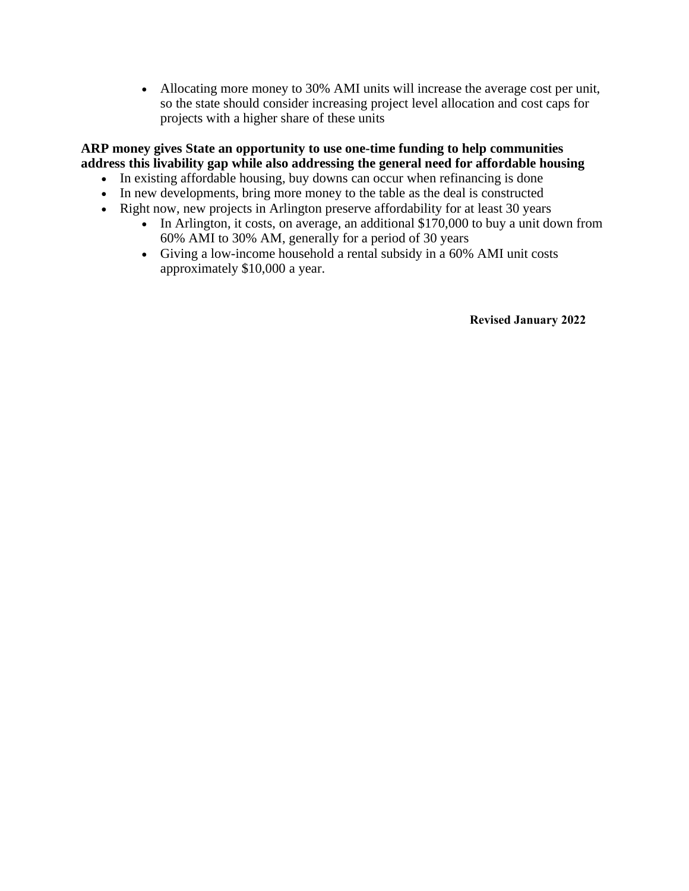- Allocating more money to 30% AMI units will increase the average cost per unit, so the state should consider increasing project level allocation and cost caps for projects with a higher share of these units

**ARP money gives State an opportunity to use one-time funding to help communities address this livability gap while also addressing the general need for affordable housing**

- In existing affordable housing, buy downs can occur when refinancing is done
- In new developments, bring more money to the table as the deal is constructed
- Right now, new projects in Arlington preserve affordability for at least 30 years
    - In Arlington, it costs, on average, an additional $170,000 to buy a unit down from 60% AMI to 30% AM, generally for a period of 30 years
    - Giving a low-income household a rental subsidy in a 60% AMI unit costs approximately $10,000 a year.

**Revised January 2022**